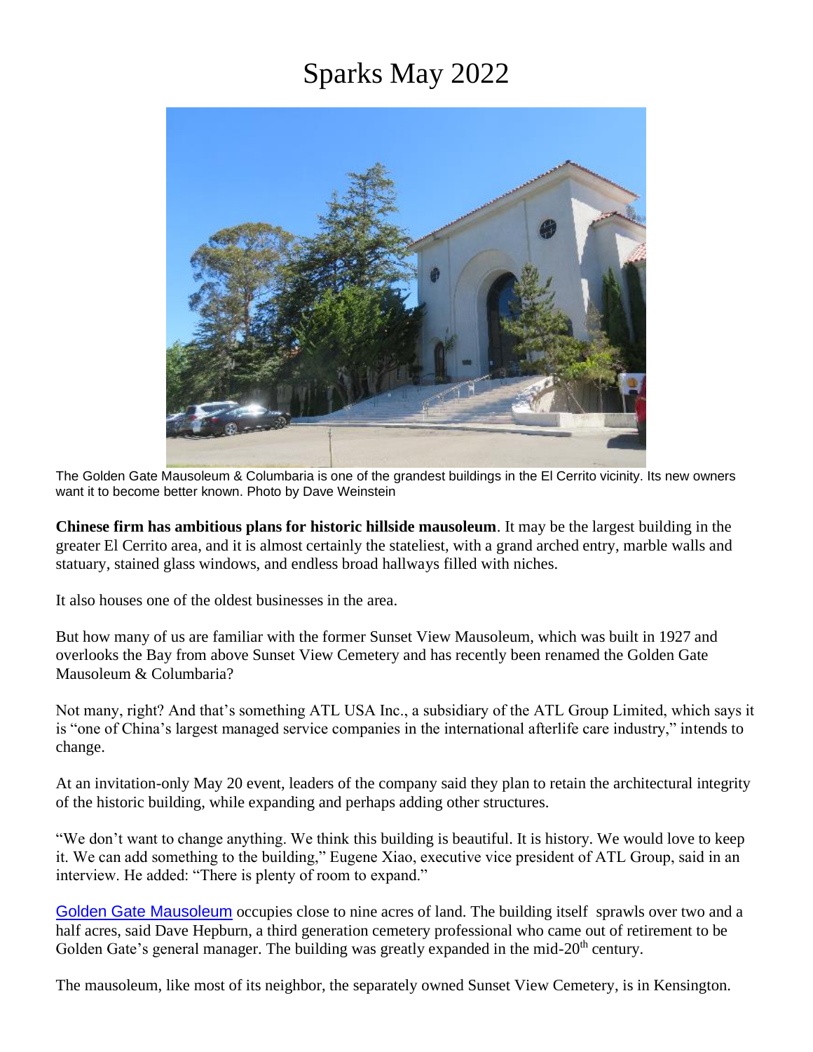# Sparks May 2022

The Golden Gate Mausoleum & Columbaria is one of the grandest buildings in the El Cerrito vicinity. Its new owners want it to become better known. Photo by Dave Weinstein

**Chinese firm has ambitious plans for historic hillside mausoleum**. It may be the largest building in the greater El Cerrito area, and it is almost certainly the stateliest, with a grand arched entry, marble walls and statuary, stained glass windows, and endless broad hallways filled with niches.

It also houses one of the oldest businesses in the area.

But how many of us are familiar with the former Sunset View Mausoleum, which was built in 1927 and overlooks the Bay from above Sunset View Cemetery and has recently been renamed the Golden Gate Mausoleum & Columbaria?

Not many, right? And that's something ATL USA Inc., a subsidiary of the ATL Group Limited, which says it is "one of China's largest managed service companies in the international afterlife care industry," intends to change.

At an invitation-only May 20 event, leaders of the company said they plan to retain the architectural integrity of the historic building, while expanding and perhaps adding other structures.

"We don't want to change anything. We think this building is beautiful. It is history. We would love to keep it. We can add something to the building," Eugene Xiao, executive vice president of ATL Group, said in an interview. He added: "There is plenty of room to expand."

Golden Gate Mausoleum occupies close to nine acres of land. The building itself sprawls over two and a half acres, said Dave Hepburn, a third generation cemetery professional who came out of retirement to be Golden Gate's general manager. The building was greatly expanded in the mid-20th century.

The mausoleum, like most of its neighbor, the separately owned Sunset View Cemetery, is in Kensington.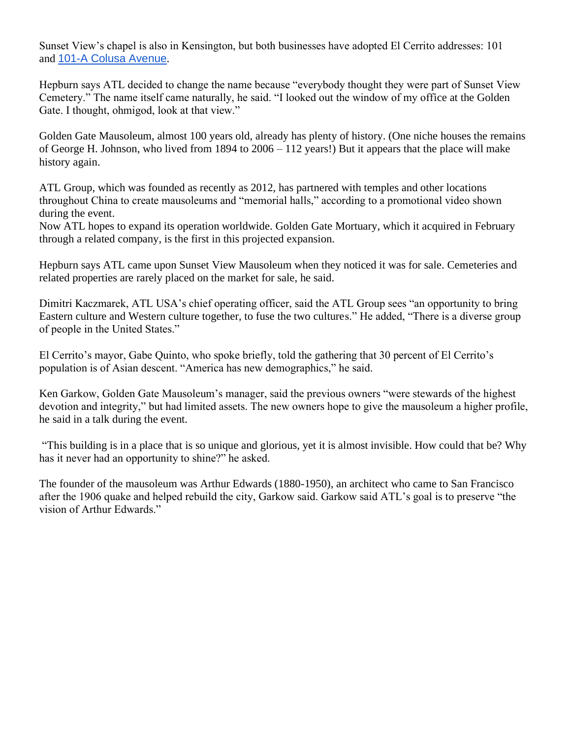Sunset View's chapel is also in Kensington, but both businesses have adopted El Cerrito addresses: 101 and [101-A Colusa Avenue](101-A Colusa Avenue).

Hepburn says ATL decided to change the name because "everybody thought they were part of Sunset View Cemetery." The name itself came naturally, he said. "I looked out the window of my office at the Golden Gate. I thought, ohmigod, look at that view."

Golden Gate Mausoleum, almost 100 years old, already has plenty of history. (One niche houses the remains of George H. Johnson, who lived from 1894 to 2006 – 112 years!) But it appears that the place will make history again.

ATL Group, which was founded as recently as 2012, has partnered with temples and other locations throughout China to create mausoleums and "memorial halls," according to a promotional video shown during the event.
Now ATL hopes to expand its operation worldwide. Golden Gate Mortuary, which it acquired in February through a related company, is the first in this projected expansion.

Hepburn says ATL came upon Sunset View Mausoleum when they noticed it was for sale. Cemeteries and related properties are rarely placed on the market for sale, he said.

Dimitri Kaczmarek, ATL USA's chief operating officer, said the ATL Group sees "an opportunity to bring Eastern culture and Western culture together, to fuse the two cultures." He added, "There is a diverse group of people in the United States."

El Cerrito's mayor, Gabe Quinto, who spoke briefly, told the gathering that 30 percent of El Cerrito's population is of Asian descent. "America has new demographics," he said.

Ken Garkow, Golden Gate Mausoleum's manager, said the previous owners "were stewards of the highest devotion and integrity," but had limited assets. The new owners hope to give the mausoleum a higher profile, he said in a talk during the event.

"This building is in a place that is so unique and glorious, yet it is almost invisible. How could that be? Why has it never had an opportunity to shine?" he asked.

The founder of the mausoleum was Arthur Edwards (1880-1950), an architect who came to San Francisco after the 1906 quake and helped rebuild the city, Garkow said. Garkow said ATL's goal is to preserve "the vision of Arthur Edwards."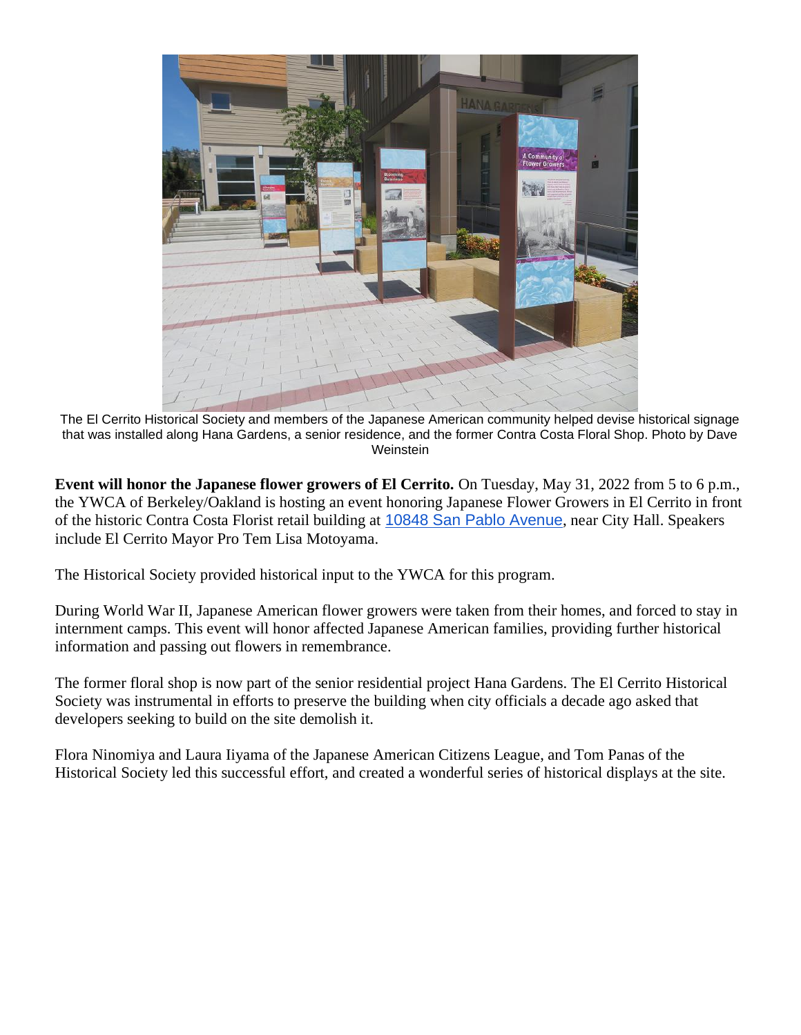The El Cerrito Historical Society and members of the Japanese American community helped devise historical signage that was installed along Hana Gardens, a senior residence, and the former Contra Costa Floral Shop. Photo by Dave Weinstein

**Event will honor the Japanese flower growers of El Cerrito.** On Tuesday, May 31, 2022 from 5 to 6 p.m., the YWCA of Berkeley/Oakland is hosting an event honoring Japanese Flower Growers in El Cerrito in front of the historic Contra Costa Florist retail building at [10848 San Pablo Avenue](), near City Hall. Speakers include El Cerrito Mayor Pro Tem Lisa Motoyama.

The Historical Society provided historical input to the YWCA for this program.

During World War II, Japanese American flower growers were taken from their homes, and forced to stay in internment camps. This event will honor affected Japanese American families, providing further historical information and passing out flowers in remembrance.

The former floral shop is now part of the senior residential project Hana Gardens. The El Cerrito Historical Society was instrumental in efforts to preserve the building when city officials a decade ago asked that developers seeking to build on the site demolish it.

Flora Ninomiya and Laura Iiyama of the Japanese American Citizens League, and Tom Panas of the Historical Society led this successful effort, and created a wonderful series of historical displays at the site.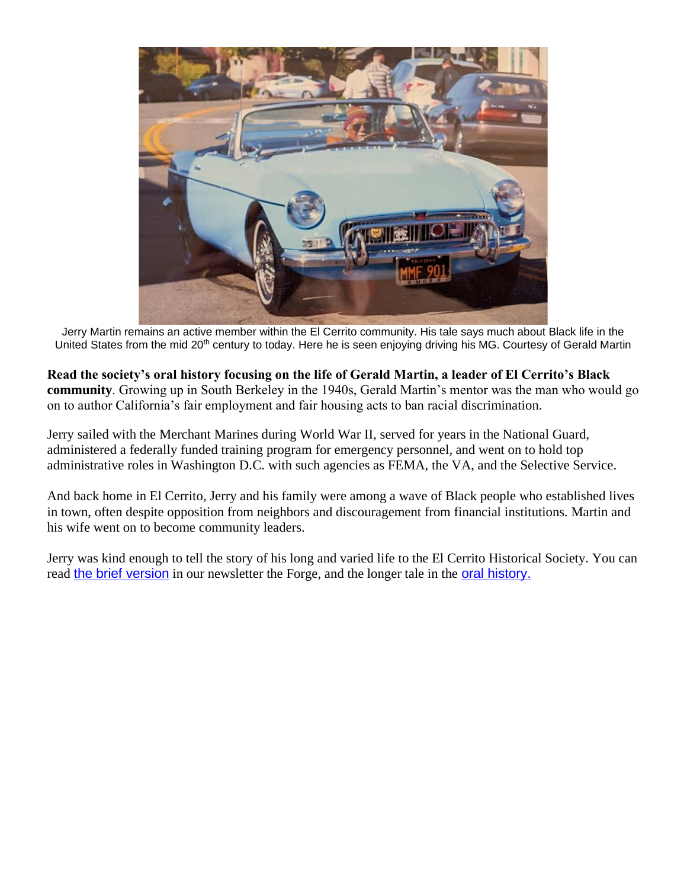Jerry Martin remains an active member within the El Cerrito community. His tale says much about Black life in the United States from the mid 20th century to today. Here he is seen enjoying driving his MG. Courtesy of Gerald Martin

**Read the society's oral history focusing on the life of Gerald Martin, a leader of El Cerrito's Black community**. Growing up in South Berkeley in the 1940s, Gerald Martin's mentor was the man who would go on to author California's fair employment and fair housing acts to ban racial discrimination.

Jerry sailed with the Merchant Marines during World War II, served for years in the National Guard, administered a federally funded training program for emergency personnel, and went on to hold top administrative roles in Washington D.C. with such agencies as FEMA, the VA, and the Selective Service.

And back home in El Cerrito, Jerry and his family were among a wave of Black people who established lives in town, often despite opposition from neighbors and discouragement from financial institutions. Martin and his wife went on to become community leaders.

Jerry was kind enough to tell the story of his long and varied life to the El Cerrito Historical Society. You can read the brief version in our newsletter the Forge, and the longer tale in the oral history.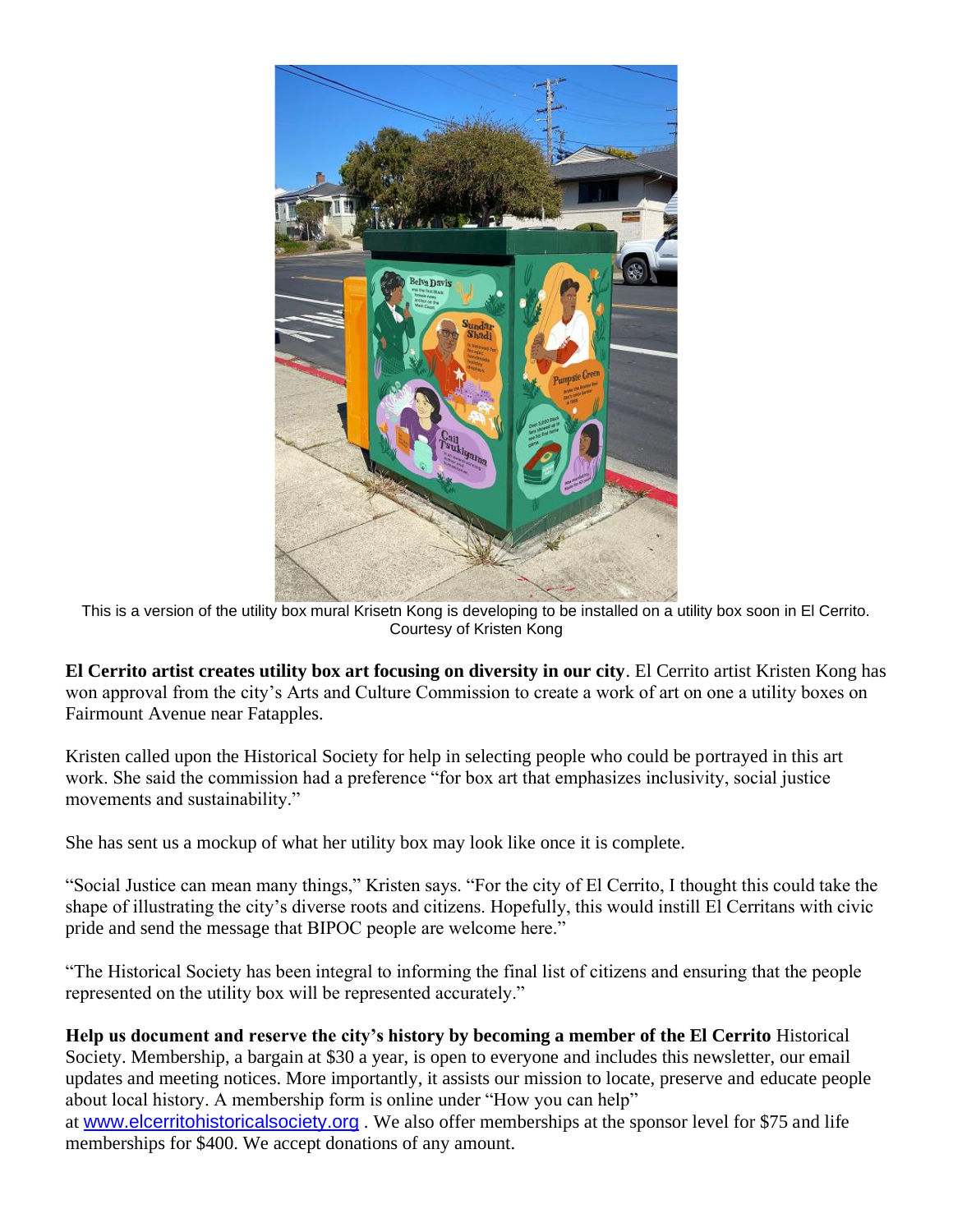This is a version of the utility box mural Krisetn Kong is developing to be installed on a utility box soon in El Cerrito. Courtesy of Kristen Kong

**El Cerrito artist creates utility box art focusing on diversity in our city**. El Cerrito artist Kristen Kong has won approval from the city's Arts and Culture Commission to create a work of art on one a utility boxes on Fairmount Avenue near Fatapples.

Kristen called upon the Historical Society for help in selecting people who could be portrayed in this art work. She said the commission had a preference "for box art that emphasizes inclusivity, social justice movements and sustainability."

She has sent us a mockup of what her utility box may look like once it is complete.

"Social Justice can mean many things," Kristen says. "For the city of El Cerrito, I thought this could take the shape of illustrating the city's diverse roots and citizens. Hopefully, this would instill El Cerritans with civic pride and send the message that BIPOC people are welcome here."

"The Historical Society has been integral to informing the final list of citizens and ensuring that the people represented on the utility box will be represented accurately."

**Help us document and reserve the city's history by becoming a member of the El Cerrito** Historical Society. Membership, a bargain at $30 a year, is open to everyone and includes this newsletter, our email updates and meeting notices. More importantly, it assists our mission to locate, preserve and educate people about local history. A membership form is online under "How you can help" at [www.elcerritohistoricalsociety.org](http://www.elcerritohistoricalsociety.org) . We also offer memberships at the sponsor level for $75 and life memberships for $400. We accept donations of any amount.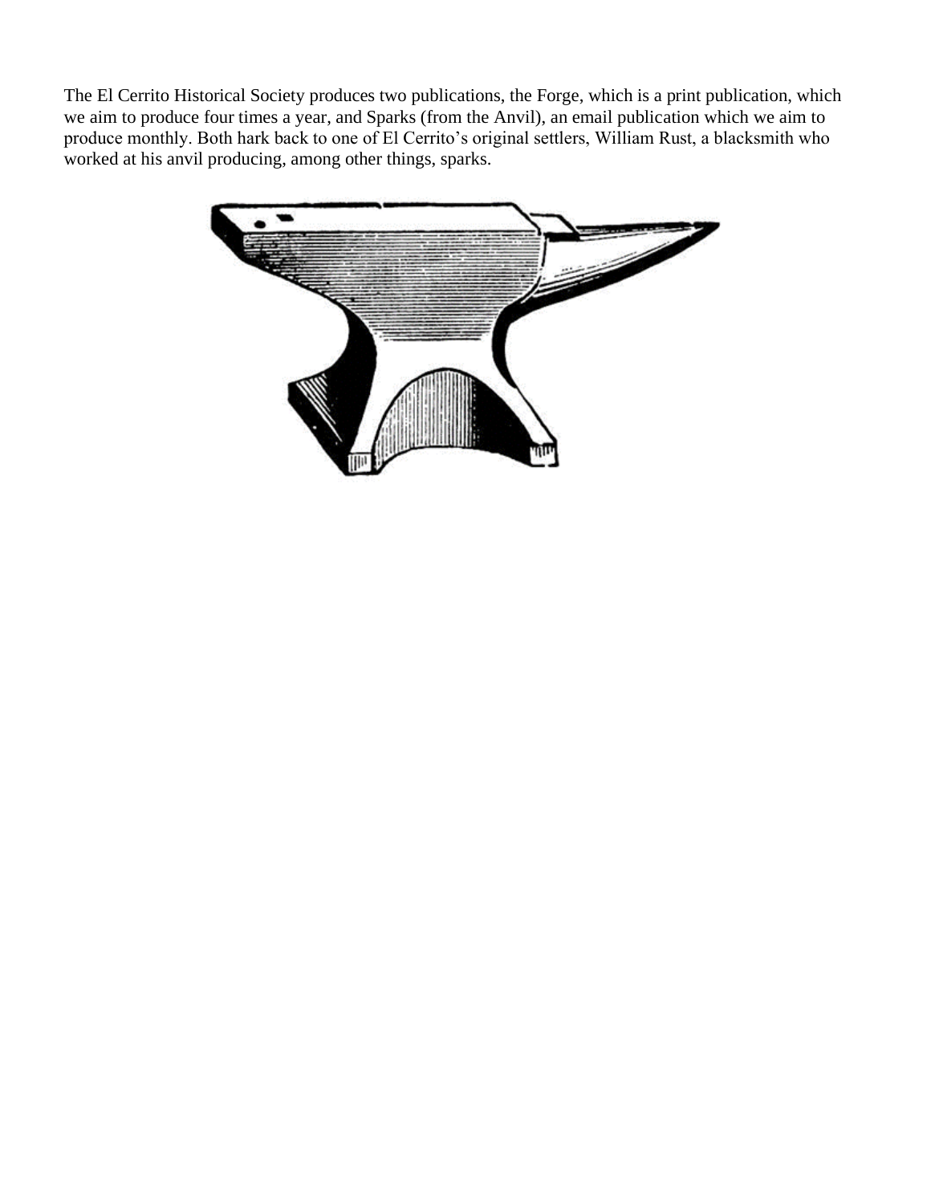The El Cerrito Historical Society produces two publications, the Forge, which is a print publication, which we aim to produce four times a year, and Sparks (from the Anvil), an email publication which we aim to produce monthly. Both hark back to one of El Cerrito's original settlers, William Rust, a blacksmith who worked at his anvil producing, among other things, sparks.